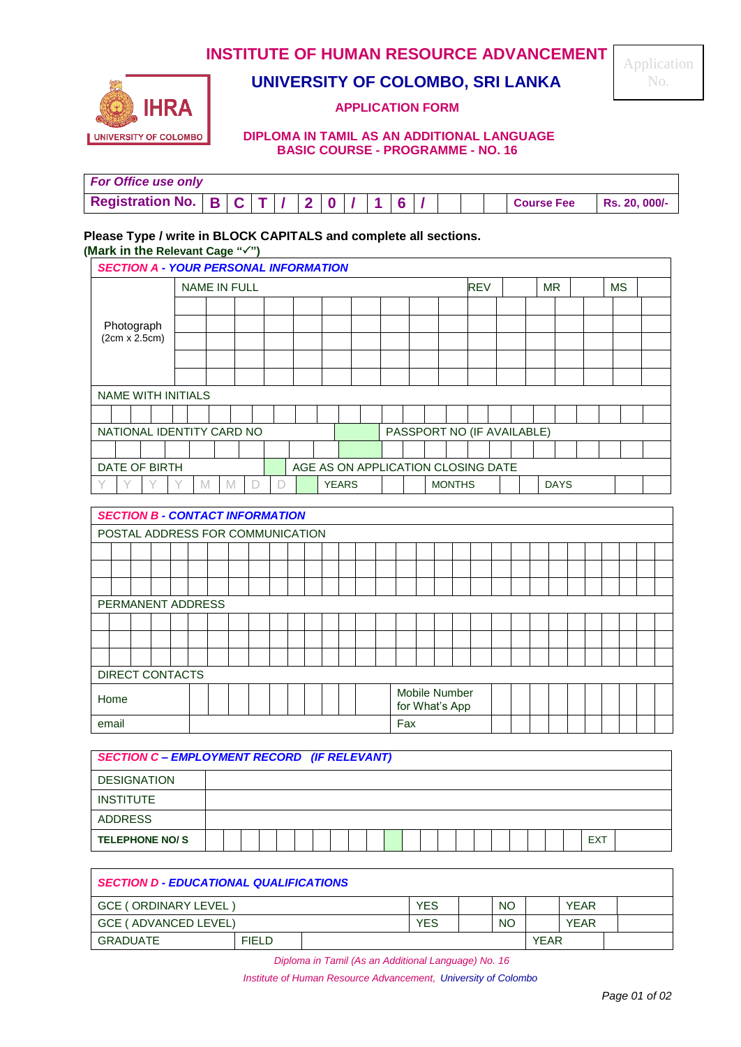# INSTITUTE OF HUMAN RESOURCE ADVANCEMENT

## UNIVERSITY OF COLOMBO, SRI LANKA

### APPLICATION FORM

**DIPLOMA IN TAMIL AS AN ADDITIONAL LANGUAGE**
**BASIC COURSE - PROGRAMME - NO. 16**

Application No.

| *For Office use only* | | | | | | | | | | | | | | |
|---|---|---|---|---|---|---|---|---|---|---|---|---|---|---|
| **Registration No.** | **B** | **C** | **T** | **/** | **2** | **0** | **/** | **1** | **6** | **/** | | | **Course Fee** | **Rs. 20, 000/-** |

**Please Type / write in BLOCK CAPITALS and complete all sections.**
**(Mark in the Relevant Cage "✓")**

| *SECTION A - YOUR PERSONAL INFORMATION* | | | | | | |
|---|---|---|---|---|---|---|
| Photograph (2cm x 2.5cm) | NAME IN FULL | REV | | MR | | MS |
| NAME WITH INITIALS | | | | | | |
| NATIONAL IDENTITY CARD NO | | PASSPORT NO (IF AVAILABLE) | | | | |
| DATE OF BIRTH | | AGE AS ON APPLICATION CLOSING DATE | | | | |
| Y Y Y Y M M D D | | YEARS | | MONTHS | | DAYS |

| *SECTION B - CONTACT INFORMATION* | | | |
|---|---|---|---|
| POSTAL ADDRESS FOR COMMUNICATION | | | |
| PERMANENT ADDRESS | | | |
| DIRECT CONTACTS | | | |
| Home | | Mobile Number for What's App | |
| email | | Fax | |

| *SECTION C – EMPLOYMENT RECORD (IF RELEVANT)* | | | |
|---|---|---|---|
| DESIGNATION | | | |
| INSTITUTE | | | |
| ADDRESS | | | |
| **TELEPHONE NO/ S** | | EXT | |

| *SECTION D - EDUCATIONAL QUALIFICATIONS* | | | | | | | | |
|---|---|---|---|---|---|---|---|---|
| GCE ( ORDINARY LEVEL ) | | | YES | | NO | | YEAR | |
| GCE ( ADVANCED LEVEL) | | | YES | | NO | | YEAR | |
| GRADUATE | FIELD | | | | | | YEAR | |

*Diploma in Tamil (As an Additional Language) No. 16*

*Institute of Human Resource Advancement, University of Colombo*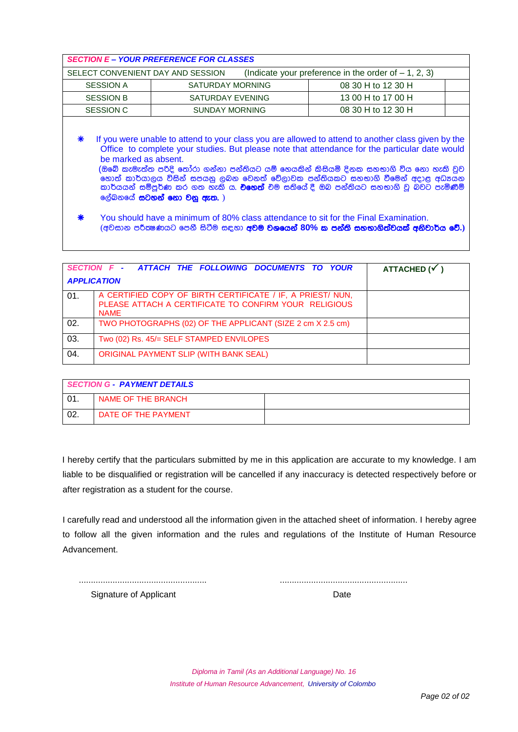| SECTION E – YOUR PREFERENCE FOR CLASSES | | | |
|---|---|---|---|
| SELECT CONVENIENT DAY AND SESSION | (Indicate your preference in the order of – 1, 2, 3) | | |
| SESSION A | SATURDAY MORNING | 08 30 H to 12 30 H | |
| SESSION B | SATURDAY EVENING | 13 00 H to 17 00 H | |
| SESSION C | SUNDAY MORNING | 08 30 H to 12 30 H | |

- If you were unable to attend to your class you are allowed to attend to another class given by the Office to complete your studies. But please note that attendance for the particular date would be marked as absent.
  (ඔබේ කැමැත්ත පරිදි තෝරා ගන්නා පන්තියට යම් හෙයකින් කිසියම් දිනක සහභාගි විය නො හැකි වුව හොත් කාර්යාලය විසින් සපයනු ලබන වෙනත් වේලාවක පන්තියකට සහභාගි වීමෙන් අදාළ අධ්‍යයන කාර්යයන් සම්පූර්ණ කර ගත හැකි ය. **එහෙත්** එම සතියේ දී ඔබ පන්තියට සහභාගි වූ බවට පැමිණීම් ලේඛනයේ **සටහන් නො වනු ඇත.** )

- You should have a minimum of 80% class attendance to sit for the Final Examination.
  (අවසාන පරීක්ෂණයට පෙනී සිටීම සඳහා **අවම වශයෙන් 80% ක පන්ති සහභාගිත්වයක් අනිවාර්ය වේ.)**

| SECTION F - ATTACH THE FOLLOWING DOCUMENTS TO YOUR APPLICATION | | ATTACHED (✓) |
|---|---|---|
| 01. | A CERTIFIED COPY OF BIRTH CERTIFICATE / IF, A PRIEST/ NUN, PLEASE ATTACH A CERTIFICATE TO CONFIRM YOUR RELIGIOUS NAME | |
| 02. | TWO PHOTOGRAPHS (02) OF THE APPLICANT (SIZE 2 cm X 2.5 cm) | |
| 03. | Two (02) Rs. 45/= SELF STAMPED ENVILOPES | |
| 04. | ORIGINAL PAYMENT SLIP (WITH BANK SEAL) | |

| SECTION G - PAYMENT DETAILS | | |
|---|---|---|
| 01. | NAME OF THE BRANCH | |
| 02. | DATE OF THE PAYMENT | |

I hereby certify that the particulars submitted by me in this application are accurate to my knowledge. I am liable to be disqualified or registration will be cancelled if any inaccuracy is detected respectively before or after registration as a student for the course.

I carefully read and understood all the information given in the attached sheet of information. I hereby agree to follow all the given information and the rules and regulations of the Institute of Human Resource Advancement.

.....................................................  .....................................................

Signature of Applicant  Date

*Diploma in Tamil (As an Additional Language) No. 16*
*Institute of Human Resource Advancement, University of Colombo*